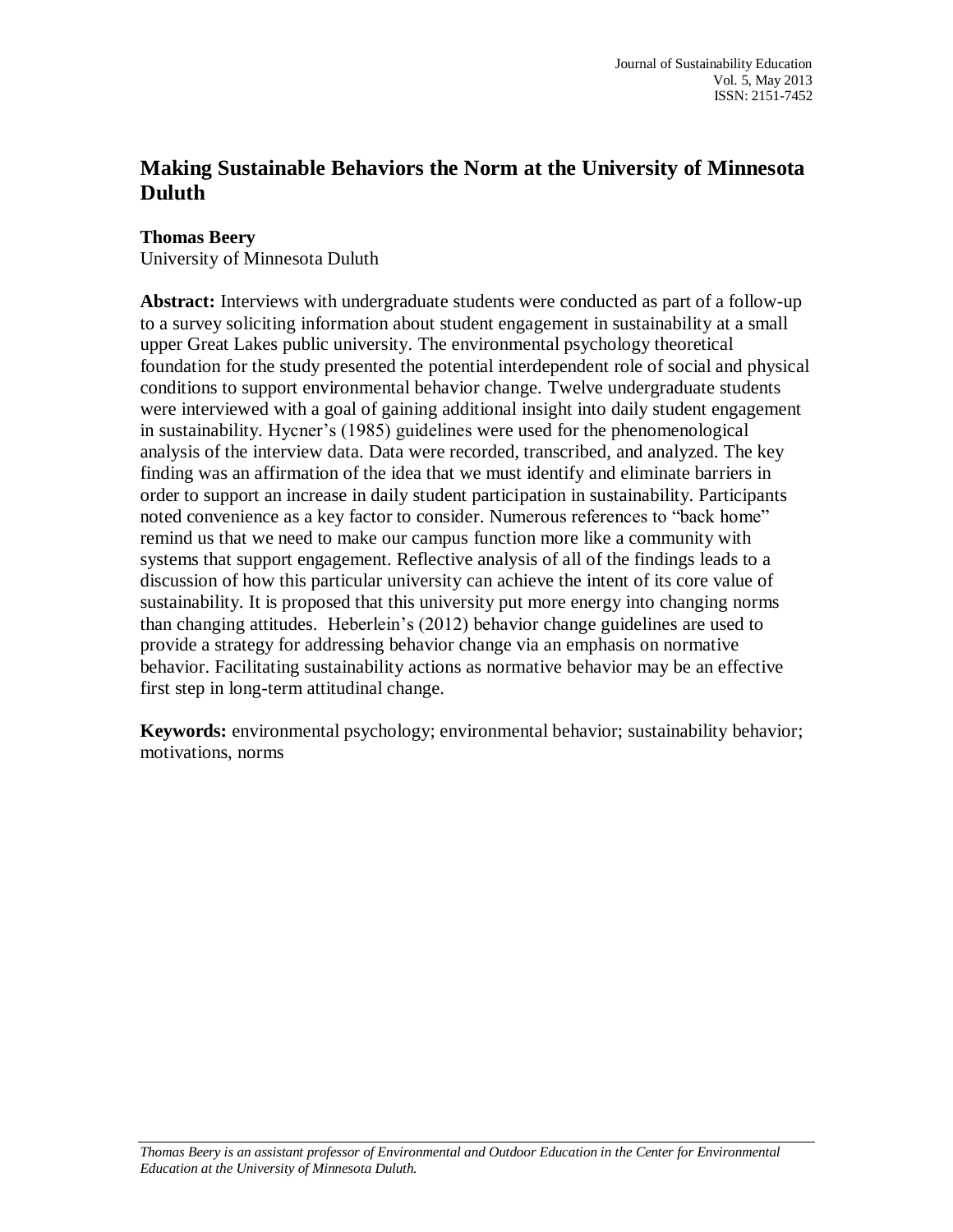# Making Sustainable Behaviors the Norm at the University of Minnesota Duluth

**Thomas Beery**
University of Minnesota Duluth

**Abstract:** Interviews with undergraduate students were conducted as part of a follow-up to a survey soliciting information about student engagement in sustainability at a small upper Great Lakes public university. The environmental psychology theoretical foundation for the study presented the potential interdependent role of social and physical conditions to support environmental behavior change. Twelve undergraduate students were interviewed with a goal of gaining additional insight into daily student engagement in sustainability. Hycner's (1985) guidelines were used for the phenomenological analysis of the interview data. Data were recorded, transcribed, and analyzed. The key finding was an affirmation of the idea that we must identify and eliminate barriers in order to support an increase in daily student participation in sustainability. Participants noted convenience as a key factor to consider. Numerous references to "back home" remind us that we need to make our campus function more like a community with systems that support engagement. Reflective analysis of all of the findings leads to a discussion of how this particular university can achieve the intent of its core value of sustainability. It is proposed that this university put more energy into changing norms than changing attitudes. Heberlein's (2012) behavior change guidelines are used to provide a strategy for addressing behavior change via an emphasis on normative behavior. Facilitating sustainability actions as normative behavior may be an effective first step in long-term attitudinal change.

**Keywords:** environmental psychology; environmental behavior; sustainability behavior; motivations, norms

---

*Thomas Beery is an assistant professor of Environmental and Outdoor Education in the Center for Environmental Education at the University of Minnesota Duluth.*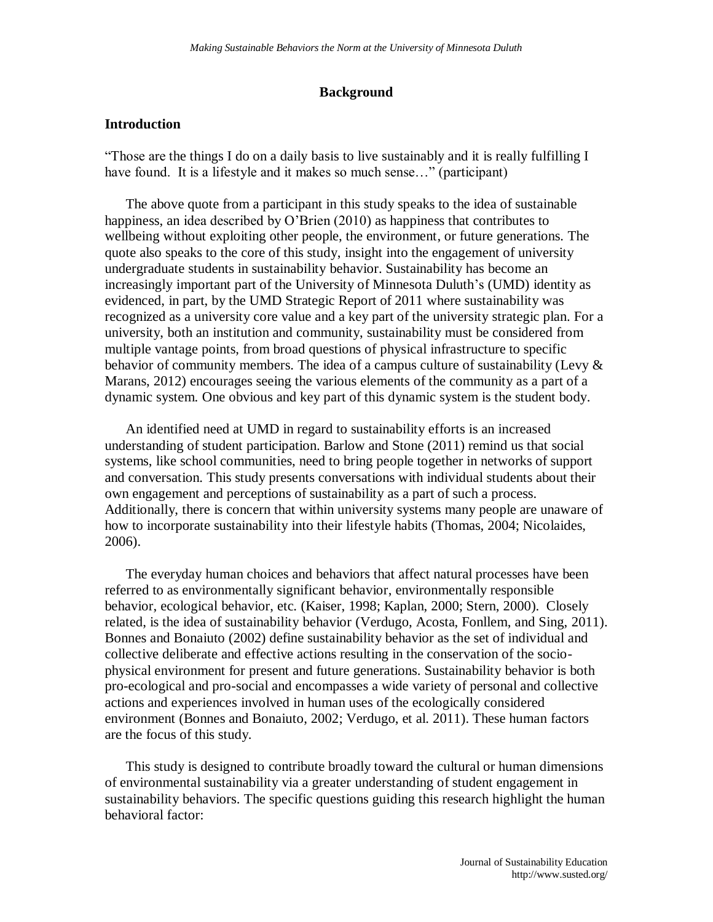## Background

### Introduction

"Those are the things I do on a daily basis to live sustainably and it is really fulfilling I have found. It is a lifestyle and it makes so much sense…" (participant)

The above quote from a participant in this study speaks to the idea of sustainable happiness, an idea described by O'Brien (2010) as happiness that contributes to wellbeing without exploiting other people, the environment, or future generations. The quote also speaks to the core of this study, insight into the engagement of university undergraduate students in sustainability behavior. Sustainability has become an increasingly important part of the University of Minnesota Duluth's (UMD) identity as evidenced, in part, by the UMD Strategic Report of 2011 where sustainability was recognized as a university core value and a key part of the university strategic plan. For a university, both an institution and community, sustainability must be considered from multiple vantage points, from broad questions of physical infrastructure to specific behavior of community members. The idea of a campus culture of sustainability (Levy & Marans, 2012) encourages seeing the various elements of the community as a part of a dynamic system. One obvious and key part of this dynamic system is the student body.

An identified need at UMD in regard to sustainability efforts is an increased understanding of student participation. Barlow and Stone (2011) remind us that social systems, like school communities, need to bring people together in networks of support and conversation. This study presents conversations with individual students about their own engagement and perceptions of sustainability as a part of such a process. Additionally, there is concern that within university systems many people are unaware of how to incorporate sustainability into their lifestyle habits (Thomas, 2004; Nicolaides, 2006).

The everyday human choices and behaviors that affect natural processes have been referred to as environmentally significant behavior, environmentally responsible behavior, ecological behavior, etc. (Kaiser, 1998; Kaplan, 2000; Stern, 2000). Closely related, is the idea of sustainability behavior (Verdugo, Acosta, Fonllem, and Sing, 2011). Bonnes and Bonaiuto (2002) define sustainability behavior as the set of individual and collective deliberate and effective actions resulting in the conservation of the socio-physical environment for present and future generations. Sustainability behavior is both pro-ecological and pro-social and encompasses a wide variety of personal and collective actions and experiences involved in human uses of the ecologically considered environment (Bonnes and Bonaiuto, 2002; Verdugo, et al. 2011). These human factors are the focus of this study.

This study is designed to contribute broadly toward the cultural or human dimensions of environmental sustainability via a greater understanding of student engagement in sustainability behaviors. The specific questions guiding this research highlight the human behavioral factor: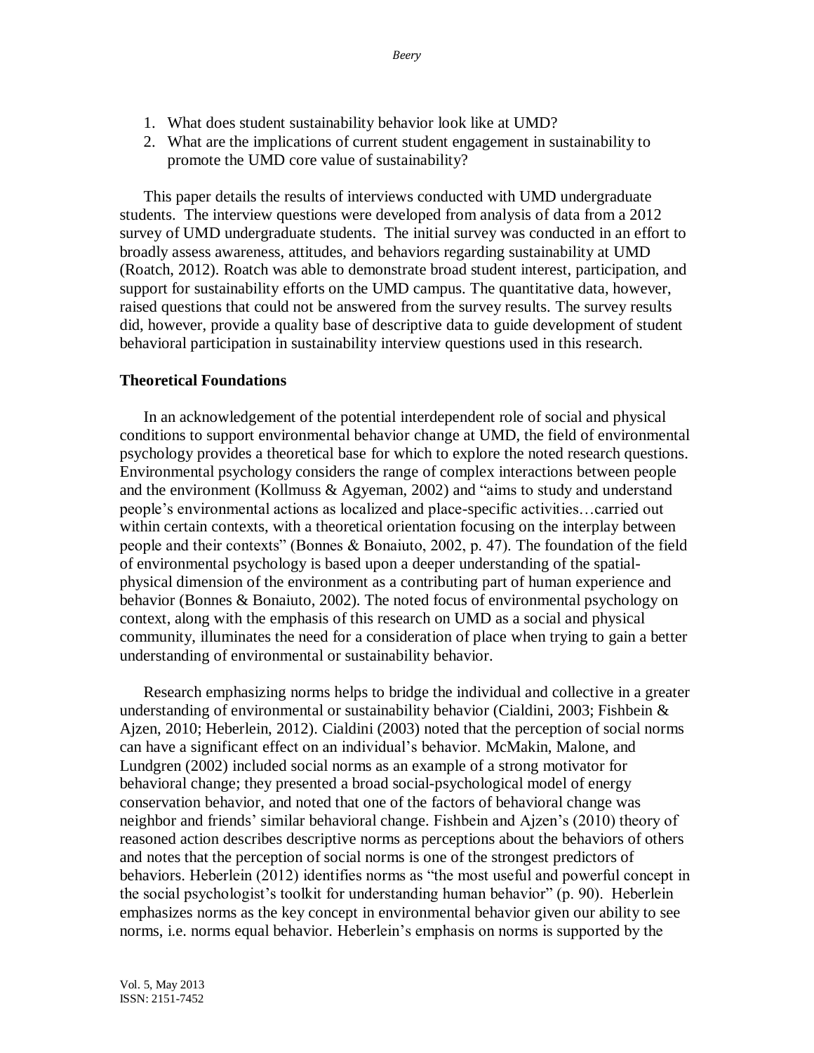1. What does student sustainability behavior look like at UMD?
2. What are the implications of current student engagement in sustainability to promote the UMD core value of sustainability?

This paper details the results of interviews conducted with UMD undergraduate students. The interview questions were developed from analysis of data from a 2012 survey of UMD undergraduate students. The initial survey was conducted in an effort to broadly assess awareness, attitudes, and behaviors regarding sustainability at UMD (Roatch, 2012). Roatch was able to demonstrate broad student interest, participation, and support for sustainability efforts on the UMD campus. The quantitative data, however, raised questions that could not be answered from the survey results. The survey results did, however, provide a quality base of descriptive data to guide development of student behavioral participation in sustainability interview questions used in this research.

## Theoretical Foundations

In an acknowledgement of the potential interdependent role of social and physical conditions to support environmental behavior change at UMD, the field of environmental psychology provides a theoretical base for which to explore the noted research questions. Environmental psychology considers the range of complex interactions between people and the environment (Kollmuss & Agyeman, 2002) and "aims to study and understand people's environmental actions as localized and place-specific activities…carried out within certain contexts, with a theoretical orientation focusing on the interplay between people and their contexts" (Bonnes & Bonaiuto, 2002, p. 47). The foundation of the field of environmental psychology is based upon a deeper understanding of the spatial-physical dimension of the environment as a contributing part of human experience and behavior (Bonnes & Bonaiuto, 2002). The noted focus of environmental psychology on context, along with the emphasis of this research on UMD as a social and physical community, illuminates the need for a consideration of place when trying to gain a better understanding of environmental or sustainability behavior.

Research emphasizing norms helps to bridge the individual and collective in a greater understanding of environmental or sustainability behavior (Cialdini, 2003; Fishbein & Ajzen, 2010; Heberlein, 2012). Cialdini (2003) noted that the perception of social norms can have a significant effect on an individual's behavior. McMakin, Malone, and Lundgren (2002) included social norms as an example of a strong motivator for behavioral change; they presented a broad social-psychological model of energy conservation behavior, and noted that one of the factors of behavioral change was neighbor and friends' similar behavioral change. Fishbein and Ajzen's (2010) theory of reasoned action describes descriptive norms as perceptions about the behaviors of others and notes that the perception of social norms is one of the strongest predictors of behaviors. Heberlein (2012) identifies norms as "the most useful and powerful concept in the social psychologist's toolkit for understanding human behavior" (p. 90). Heberlein emphasizes norms as the key concept in environmental behavior given our ability to see norms, i.e. norms equal behavior. Heberlein's emphasis on norms is supported by the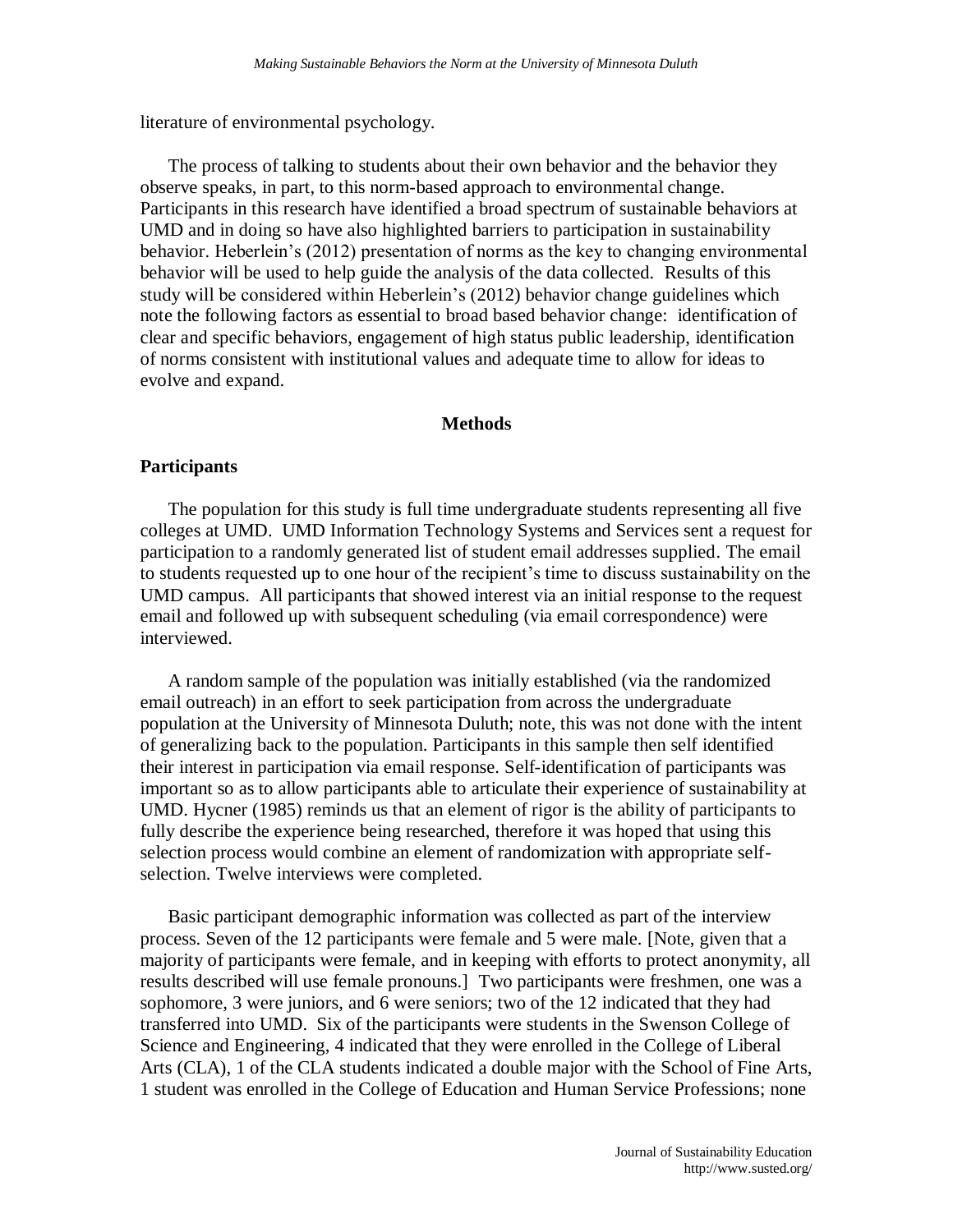literature of environmental psychology.

The process of talking to students about their own behavior and the behavior they observe speaks, in part, to this norm-based approach to environmental change. Participants in this research have identified a broad spectrum of sustainable behaviors at UMD and in doing so have also highlighted barriers to participation in sustainability behavior. Heberlein's (2012) presentation of norms as the key to changing environmental behavior will be used to help guide the analysis of the data collected. Results of this study will be considered within Heberlein's (2012) behavior change guidelines which note the following factors as essential to broad based behavior change: identification of clear and specific behaviors, engagement of high status public leadership, identification of norms consistent with institutional values and adequate time to allow for ideas to evolve and expand.

## Methods

### Participants

The population for this study is full time undergraduate students representing all five colleges at UMD. UMD Information Technology Systems and Services sent a request for participation to a randomly generated list of student email addresses supplied. The email to students requested up to one hour of the recipient's time to discuss sustainability on the UMD campus. All participants that showed interest via an initial response to the request email and followed up with subsequent scheduling (via email correspondence) were interviewed.

A random sample of the population was initially established (via the randomized email outreach) in an effort to seek participation from across the undergraduate population at the University of Minnesota Duluth; note, this was not done with the intent of generalizing back to the population. Participants in this sample then self identified their interest in participation via email response. Self-identification of participants was important so as to allow participants able to articulate their experience of sustainability at UMD. Hycner (1985) reminds us that an element of rigor is the ability of participants to fully describe the experience being researched, therefore it was hoped that using this selection process would combine an element of randomization with appropriate self-selection. Twelve interviews were completed.

Basic participant demographic information was collected as part of the interview process. Seven of the 12 participants were female and 5 were male. [Note, given that a majority of participants were female, and in keeping with efforts to protect anonymity, all results described will use female pronouns.] Two participants were freshmen, one was a sophomore, 3 were juniors, and 6 were seniors; two of the 12 indicated that they had transferred into UMD. Six of the participants were students in the Swenson College of Science and Engineering, 4 indicated that they were enrolled in the College of Liberal Arts (CLA), 1 of the CLA students indicated a double major with the School of Fine Arts, 1 student was enrolled in the College of Education and Human Service Professions; none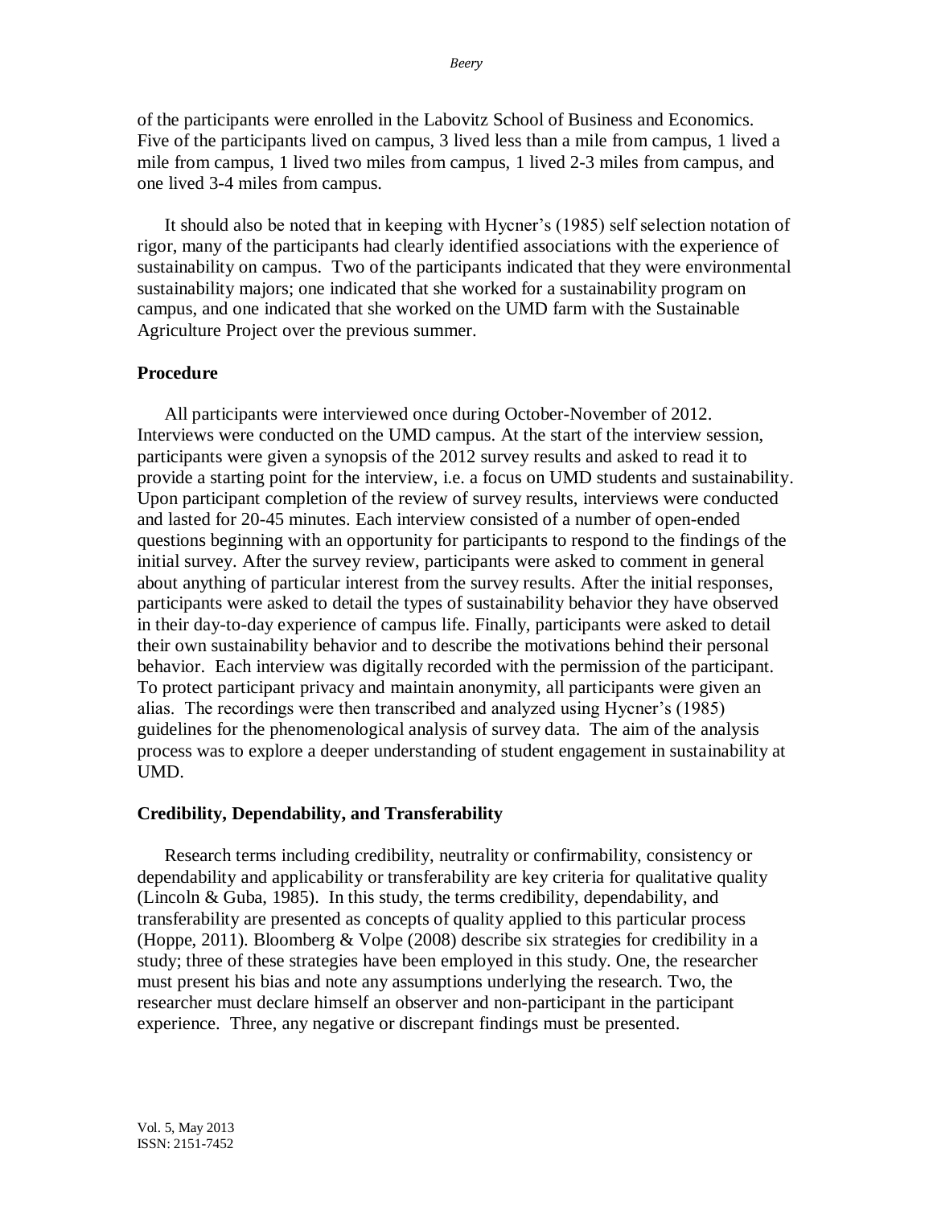of the participants were enrolled in the Labovitz School of Business and Economics. Five of the participants lived on campus, 3 lived less than a mile from campus, 1 lived a mile from campus, 1 lived two miles from campus, 1 lived 2-3 miles from campus, and one lived 3-4 miles from campus.

It should also be noted that in keeping with Hycner's (1985) self selection notation of rigor, many of the participants had clearly identified associations with the experience of sustainability on campus. Two of the participants indicated that they were environmental sustainability majors; one indicated that she worked for a sustainability program on campus, and one indicated that she worked on the UMD farm with the Sustainable Agriculture Project over the previous summer.

### Procedure

All participants were interviewed once during October-November of 2012. Interviews were conducted on the UMD campus. At the start of the interview session, participants were given a synopsis of the 2012 survey results and asked to read it to provide a starting point for the interview, i.e. a focus on UMD students and sustainability. Upon participant completion of the review of survey results, interviews were conducted and lasted for 20-45 minutes. Each interview consisted of a number of open-ended questions beginning with an opportunity for participants to respond to the findings of the initial survey. After the survey review, participants were asked to comment in general about anything of particular interest from the survey results. After the initial responses, participants were asked to detail the types of sustainability behavior they have observed in their day-to-day experience of campus life. Finally, participants were asked to detail their own sustainability behavior and to describe the motivations behind their personal behavior. Each interview was digitally recorded with the permission of the participant. To protect participant privacy and maintain anonymity, all participants were given an alias. The recordings were then transcribed and analyzed using Hycner's (1985) guidelines for the phenomenological analysis of survey data. The aim of the analysis process was to explore a deeper understanding of student engagement in sustainability at UMD.

### Credibility, Dependability, and Transferability

Research terms including credibility, neutrality or confirmability, consistency or dependability and applicability or transferability are key criteria for qualitative quality (Lincoln & Guba, 1985). In this study, the terms credibility, dependability, and transferability are presented as concepts of quality applied to this particular process (Hoppe, 2011). Bloomberg & Volpe (2008) describe six strategies for credibility in a study; three of these strategies have been employed in this study. One, the researcher must present his bias and note any assumptions underlying the research. Two, the researcher must declare himself an observer and non-participant in the participant experience. Three, any negative or discrepant findings must be presented.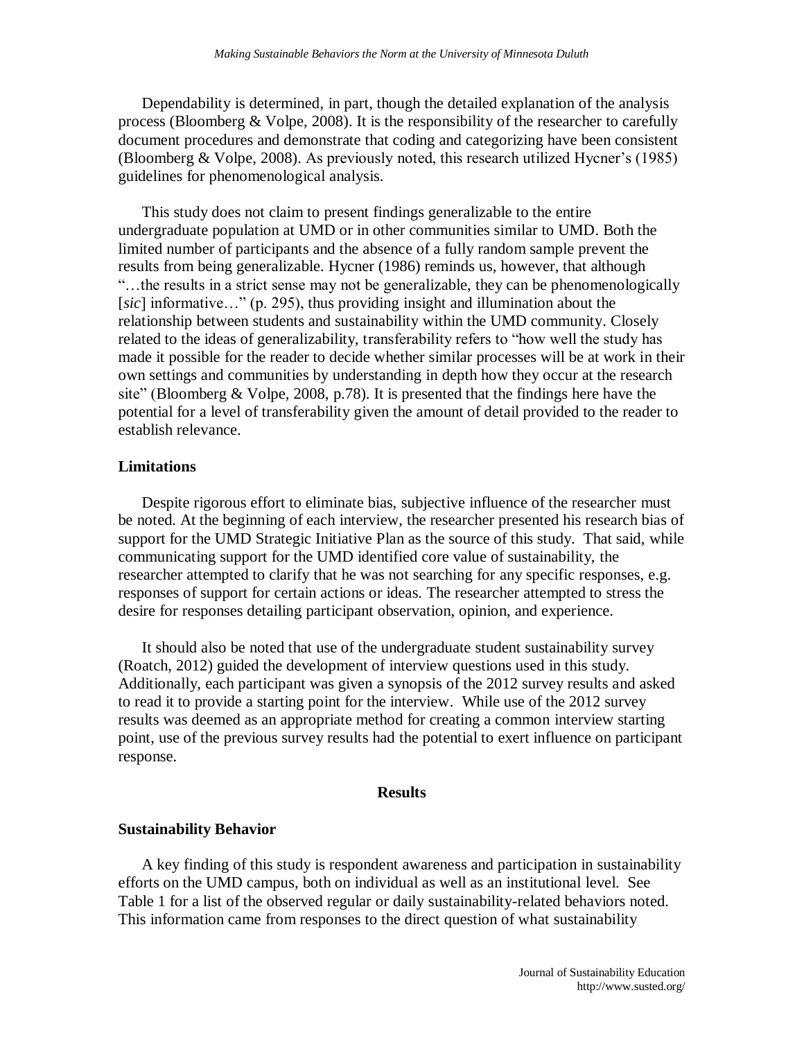Dependability is determined, in part, though the detailed explanation of the analysis process (Bloomberg & Volpe, 2008). It is the responsibility of the researcher to carefully document procedures and demonstrate that coding and categorizing have been consistent (Bloomberg & Volpe, 2008). As previously noted, this research utilized Hycner's (1985) guidelines for phenomenological analysis.

This study does not claim to present findings generalizable to the entire undergraduate population at UMD or in other communities similar to UMD. Both the limited number of participants and the absence of a fully random sample prevent the results from being generalizable. Hycner (1986) reminds us, however, that although "…the results in a strict sense may not be generalizable, they can be phenomenologically [*sic*] informative…" (p. 295), thus providing insight and illumination about the relationship between students and sustainability within the UMD community. Closely related to the ideas of generalizability, transferability refers to "how well the study has made it possible for the reader to decide whether similar processes will be at work in their own settings and communities by understanding in depth how they occur at the research site" (Bloomberg & Volpe, 2008, p.78). It is presented that the findings here have the potential for a level of transferability given the amount of detail provided to the reader to establish relevance.

## Limitations

Despite rigorous effort to eliminate bias, subjective influence of the researcher must be noted. At the beginning of each interview, the researcher presented his research bias of support for the UMD Strategic Initiative Plan as the source of this study. That said, while communicating support for the UMD identified core value of sustainability, the researcher attempted to clarify that he was not searching for any specific responses, e.g. responses of support for certain actions or ideas. The researcher attempted to stress the desire for responses detailing participant observation, opinion, and experience.

It should also be noted that use of the undergraduate student sustainability survey (Roatch, 2012) guided the development of interview questions used in this study. Additionally, each participant was given a synopsis of the 2012 survey results and asked to read it to provide a starting point for the interview. While use of the 2012 survey results was deemed as an appropriate method for creating a common interview starting point, use of the previous survey results had the potential to exert influence on participant response.

# Results

## Sustainability Behavior

A key finding of this study is respondent awareness and participation in sustainability efforts on the UMD campus, both on individual as well as an institutional level. See Table 1 for a list of the observed regular or daily sustainability-related behaviors noted. This information came from responses to the direct question of what sustainability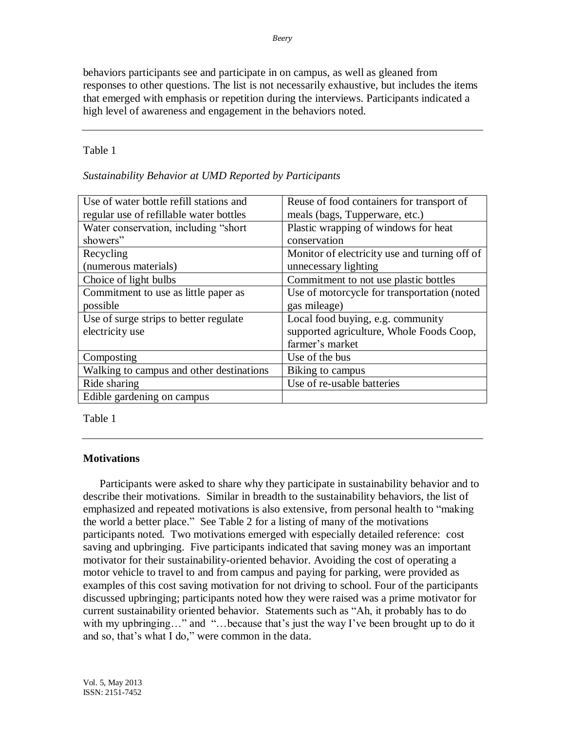behaviors participants see and participate in on campus, as well as gleaned from responses to other questions. The list is not necessarily exhaustive, but includes the items that emerged with emphasis or repetition during the interviews. Participants indicated a high level of awareness and engagement in the behaviors noted.

Table 1

*Sustainability Behavior at UMD Reported by Participants*

| | |
|---|---|
| Use of water bottle refill stations and regular use of refillable water bottles | Reuse of food containers for transport of meals (bags, Tupperware, etc.) |
| Water conservation, including "short showers" | Plastic wrapping of windows for heat conservation |
| Recycling (numerous materials) | Monitor of electricity use and turning off of unnecessary lighting |
| Choice of light bulbs | Commitment to not use plastic bottles |
| Commitment to use as little paper as possible | Use of motorcycle for transportation (noted gas mileage) |
| Use of surge strips to better regulate electricity use | Local food buying, e.g. community supported agriculture, Whole Foods Coop, farmer's market |
| Composting | Use of the bus |
| Walking to campus and other destinations | Biking to campus |
| Ride sharing | Use of re-usable batteries |
| Edible gardening on campus | |

Table 1

### Motivations

Participants were asked to share why they participate in sustainability behavior and to describe their motivations. Similar in breadth to the sustainability behaviors, the list of emphasized and repeated motivations is also extensive, from personal health to "making the world a better place." See Table 2 for a listing of many of the motivations participants noted. Two motivations emerged with especially detailed reference: cost saving and upbringing. Five participants indicated that saving money was an important motivator for their sustainability-oriented behavior. Avoiding the cost of operating a motor vehicle to travel to and from campus and paying for parking, were provided as examples of this cost saving motivation for not driving to school. Four of the participants discussed upbringing; participants noted how they were raised was a prime motivator for current sustainability oriented behavior. Statements such as "Ah, it probably has to do with my upbringing…" and "…because that's just the way I've been brought up to do it and so, that's what I do," were common in the data.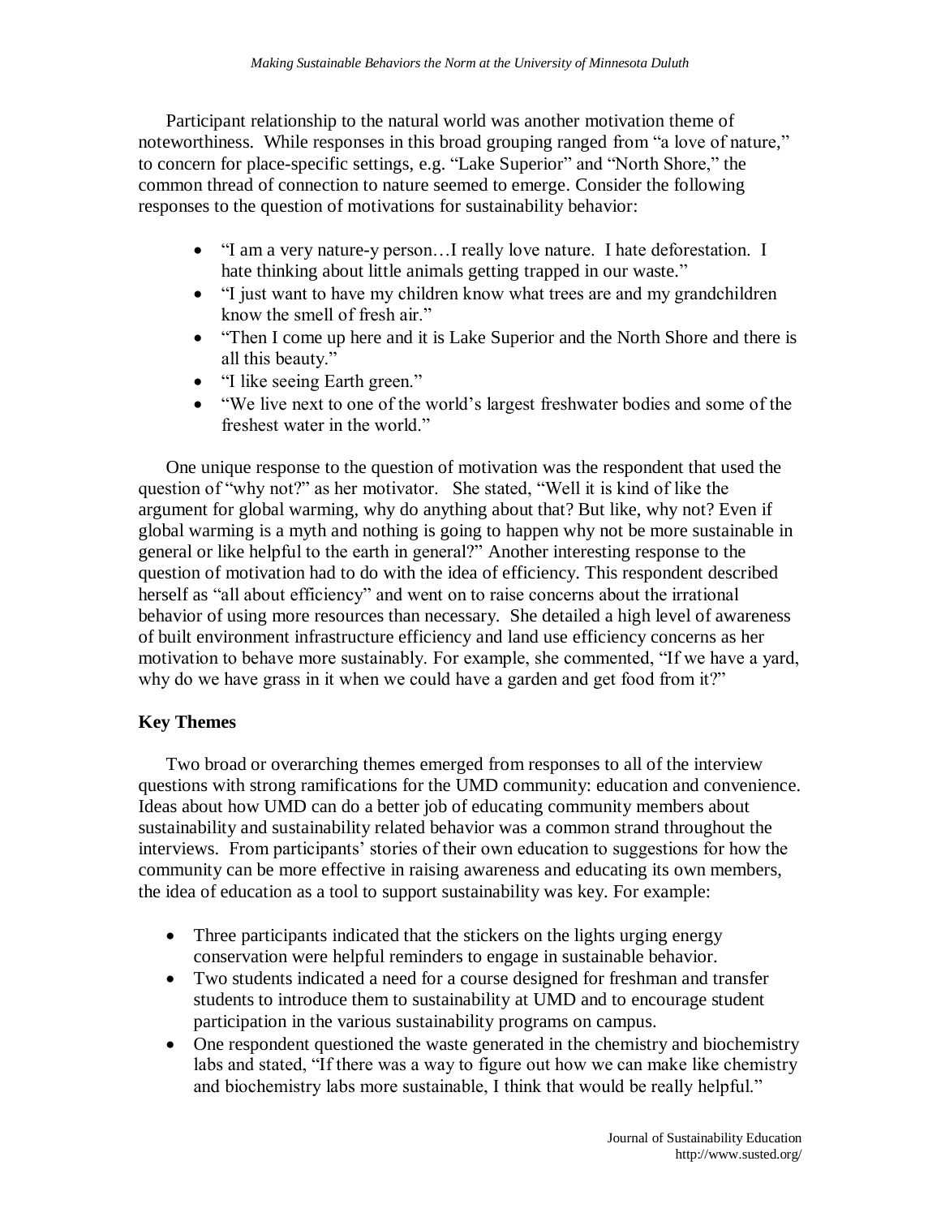Participant relationship to the natural world was another motivation theme of noteworthiness. While responses in this broad grouping ranged from "a love of nature," to concern for place-specific settings, e.g. "Lake Superior" and "North Shore," the common thread of connection to nature seemed to emerge. Consider the following responses to the question of motivations for sustainability behavior:

- "I am a very nature-y person…I really love nature. I hate deforestation. I hate thinking about little animals getting trapped in our waste."
- "I just want to have my children know what trees are and my grandchildren know the smell of fresh air."
- "Then I come up here and it is Lake Superior and the North Shore and there is all this beauty."
- "I like seeing Earth green."
- "We live next to one of the world's largest freshwater bodies and some of the freshest water in the world."

One unique response to the question of motivation was the respondent that used the question of "why not?" as her motivator. She stated, "Well it is kind of like the argument for global warming, why do anything about that? But like, why not? Even if global warming is a myth and nothing is going to happen why not be more sustainable in general or like helpful to the earth in general?" Another interesting response to the question of motivation had to do with the idea of efficiency. This respondent described herself as "all about efficiency" and went on to raise concerns about the irrational behavior of using more resources than necessary. She detailed a high level of awareness of built environment infrastructure efficiency and land use efficiency concerns as her motivation to behave more sustainably. For example, she commented, "If we have a yard, why do we have grass in it when we could have a garden and get food from it?"

**Key Themes**

Two broad or overarching themes emerged from responses to all of the interview questions with strong ramifications for the UMD community: education and convenience. Ideas about how UMD can do a better job of educating community members about sustainability and sustainability related behavior was a common strand throughout the interviews. From participants' stories of their own education to suggestions for how the community can be more effective in raising awareness and educating its own members, the idea of education as a tool to support sustainability was key. For example:

- Three participants indicated that the stickers on the lights urging energy conservation were helpful reminders to engage in sustainable behavior.
- Two students indicated a need for a course designed for freshman and transfer students to introduce them to sustainability at UMD and to encourage student participation in the various sustainability programs on campus.
- One respondent questioned the waste generated in the chemistry and biochemistry labs and stated, "If there was a way to figure out how we can make like chemistry and biochemistry labs more sustainable, I think that would be really helpful."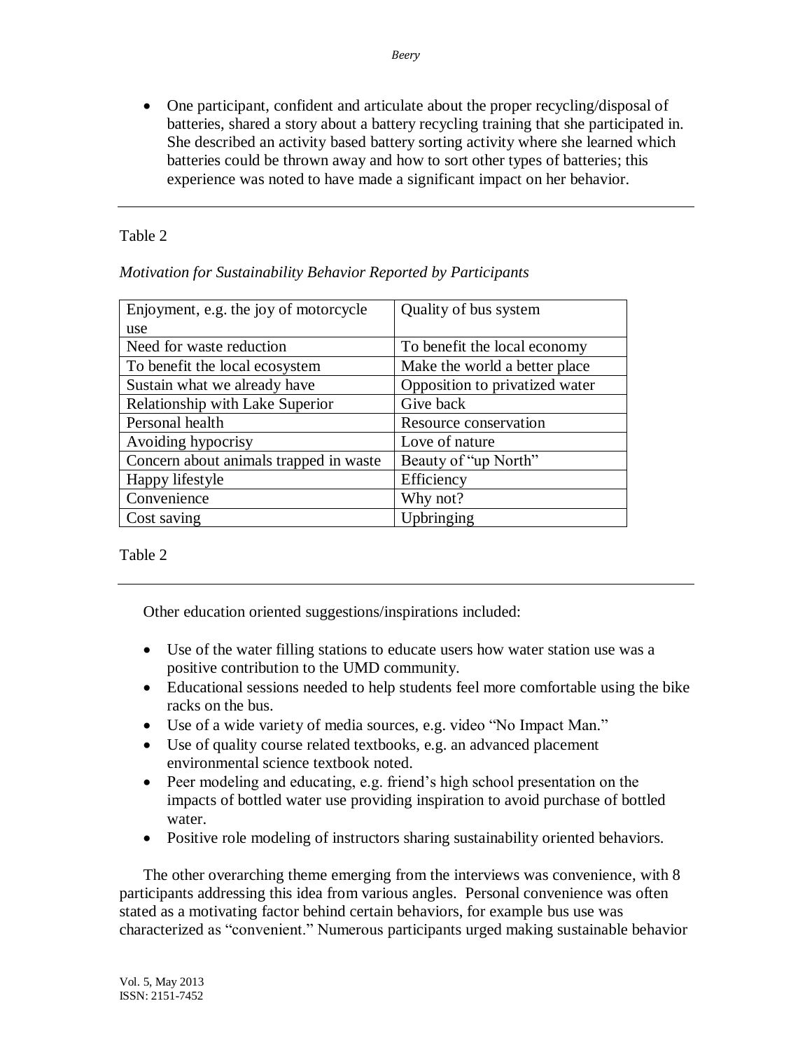- One participant, confident and articulate about the proper recycling/disposal of batteries, shared a story about a battery recycling training that she participated in. She described an activity based battery sorting activity where she learned which batteries could be thrown away and how to sort other types of batteries; this experience was noted to have made a significant impact on her behavior.

Table 2

*Motivation for Sustainability Behavior Reported by Participants*

| | |
|---|---|
| Enjoyment, e.g. the joy of motorcycle use | Quality of bus system |
| Need for waste reduction | To benefit the local economy |
| To benefit the local ecosystem | Make the world a better place |
| Sustain what we already have | Opposition to privatized water |
| Relationship with Lake Superior | Give back |
| Personal health | Resource conservation |
| Avoiding hypocrisy | Love of nature |
| Concern about animals trapped in waste | Beauty of "up North" |
| Happy lifestyle | Efficiency |
| Convenience | Why not? |
| Cost saving | Upbringing |

Table 2

Other education oriented suggestions/inspirations included:

- Use of the water filling stations to educate users how water station use was a positive contribution to the UMD community.
- Educational sessions needed to help students feel more comfortable using the bike racks on the bus.
- Use of a wide variety of media sources, e.g. video "No Impact Man."
- Use of quality course related textbooks, e.g. an advanced placement environmental science textbook noted.
- Peer modeling and educating, e.g. friend's high school presentation on the impacts of bottled water use providing inspiration to avoid purchase of bottled water.
- Positive role modeling of instructors sharing sustainability oriented behaviors.

The other overarching theme emerging from the interviews was convenience, with 8 participants addressing this idea from various angles. Personal convenience was often stated as a motivating factor behind certain behaviors, for example bus use was characterized as "convenient." Numerous participants urged making sustainable behavior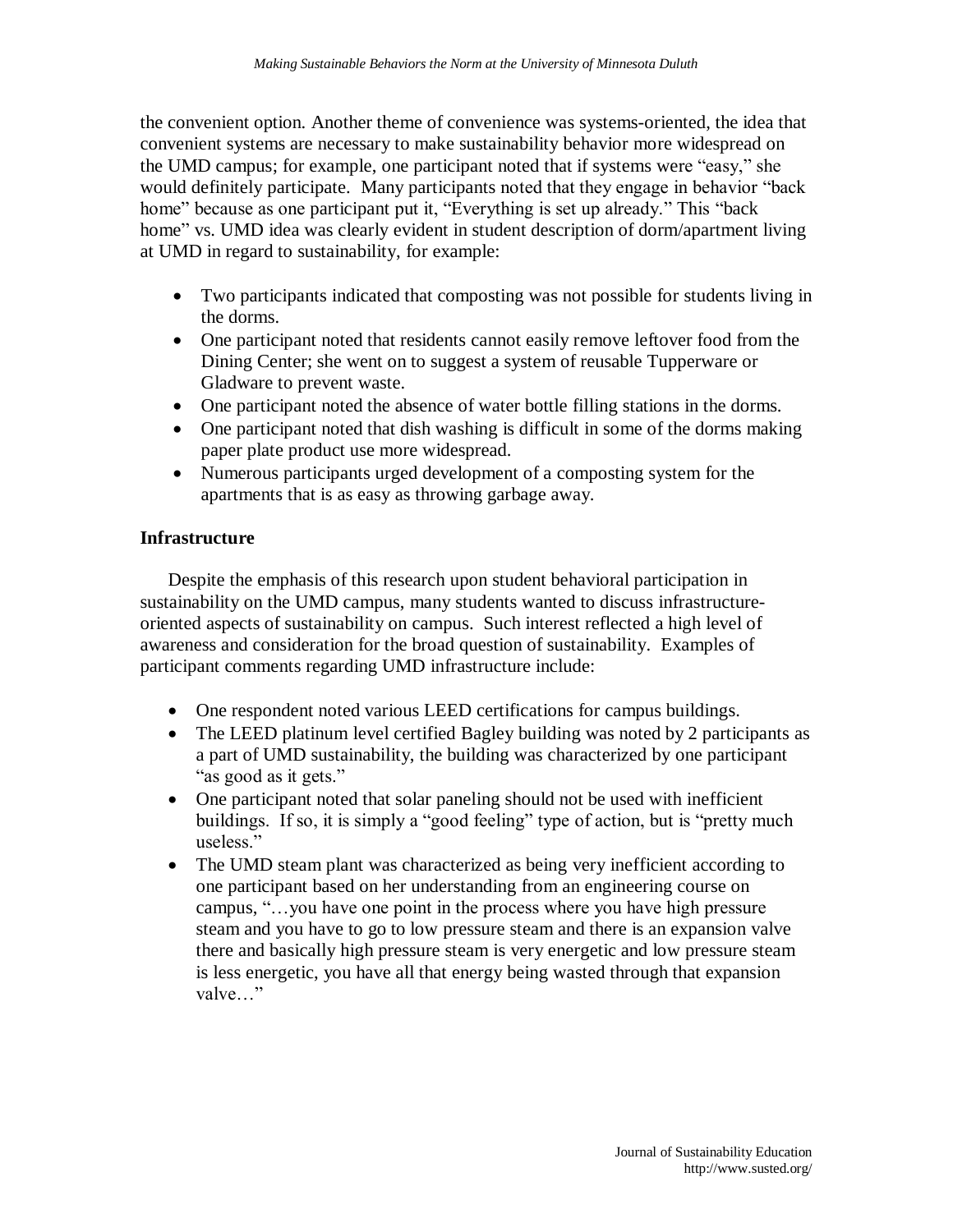the convenient option. Another theme of convenience was systems-oriented, the idea that convenient systems are necessary to make sustainability behavior more widespread on the UMD campus; for example, one participant noted that if systems were "easy," she would definitely participate. Many participants noted that they engage in behavior "back home" because as one participant put it, "Everything is set up already." This "back home" vs. UMD idea was clearly evident in student description of dorm/apartment living at UMD in regard to sustainability, for example:

- Two participants indicated that composting was not possible for students living in the dorms.
- One participant noted that residents cannot easily remove leftover food from the Dining Center; she went on to suggest a system of reusable Tupperware or Gladware to prevent waste.
- One participant noted the absence of water bottle filling stations in the dorms.
- One participant noted that dish washing is difficult in some of the dorms making paper plate product use more widespread.
- Numerous participants urged development of a composting system for the apartments that is as easy as throwing garbage away.

**Infrastructure**

Despite the emphasis of this research upon student behavioral participation in sustainability on the UMD campus, many students wanted to discuss infrastructure-oriented aspects of sustainability on campus. Such interest reflected a high level of awareness and consideration for the broad question of sustainability. Examples of participant comments regarding UMD infrastructure include:

- One respondent noted various LEED certifications for campus buildings.
- The LEED platinum level certified Bagley building was noted by 2 participants as a part of UMD sustainability, the building was characterized by one participant "as good as it gets."
- One participant noted that solar paneling should not be used with inefficient buildings. If so, it is simply a "good feeling" type of action, but is "pretty much useless."
- The UMD steam plant was characterized as being very inefficient according to one participant based on her understanding from an engineering course on campus, "…you have one point in the process where you have high pressure steam and you have to go to low pressure steam and there is an expansion valve there and basically high pressure steam is very energetic and low pressure steam is less energetic, you have all that energy being wasted through that expansion valve…"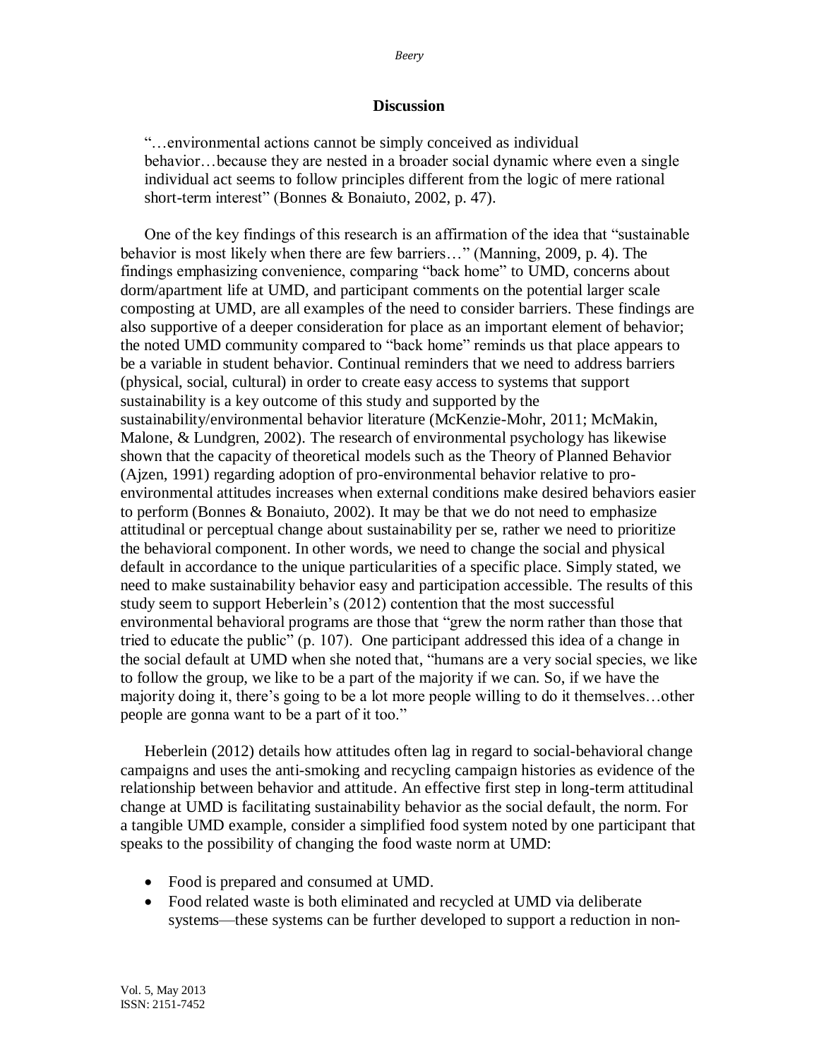## Discussion

> "…environmental actions cannot be simply conceived as individual behavior…because they are nested in a broader social dynamic where even a single individual act seems to follow principles different from the logic of mere rational short-term interest" (Bonnes & Bonaiuto, 2002, p. 47).

One of the key findings of this research is an affirmation of the idea that "sustainable behavior is most likely when there are few barriers…" (Manning, 2009, p. 4). The findings emphasizing convenience, comparing "back home" to UMD, concerns about dorm/apartment life at UMD, and participant comments on the potential larger scale composting at UMD, are all examples of the need to consider barriers. These findings are also supportive of a deeper consideration for place as an important element of behavior; the noted UMD community compared to "back home" reminds us that place appears to be a variable in student behavior. Continual reminders that we need to address barriers (physical, social, cultural) in order to create easy access to systems that support sustainability is a key outcome of this study and supported by the sustainability/environmental behavior literature (McKenzie-Mohr, 2011; McMakin, Malone, & Lundgren, 2002). The research of environmental psychology has likewise shown that the capacity of theoretical models such as the Theory of Planned Behavior (Ajzen, 1991) regarding adoption of pro-environmental behavior relative to pro-environmental attitudes increases when external conditions make desired behaviors easier to perform (Bonnes & Bonaiuto, 2002). It may be that we do not need to emphasize attitudinal or perceptual change about sustainability per se, rather we need to prioritize the behavioral component. In other words, we need to change the social and physical default in accordance to the unique particularities of a specific place. Simply stated, we need to make sustainability behavior easy and participation accessible. The results of this study seem to support Heberlein's (2012) contention that the most successful environmental behavioral programs are those that "grew the norm rather than those that tried to educate the public" (p. 107). One participant addressed this idea of a change in the social default at UMD when she noted that, "humans are a very social species, we like to follow the group, we like to be a part of the majority if we can. So, if we have the majority doing it, there's going to be a lot more people willing to do it themselves…other people are gonna want to be a part of it too."

Heberlein (2012) details how attitudes often lag in regard to social-behavioral change campaigns and uses the anti-smoking and recycling campaign histories as evidence of the relationship between behavior and attitude. An effective first step in long-term attitudinal change at UMD is facilitating sustainability behavior as the social default, the norm. For a tangible UMD example, consider a simplified food system noted by one participant that speaks to the possibility of changing the food waste norm at UMD:

- Food is prepared and consumed at UMD.
- Food related waste is both eliminated and recycled at UMD via deliberate systems—these systems can be further developed to support a reduction in non-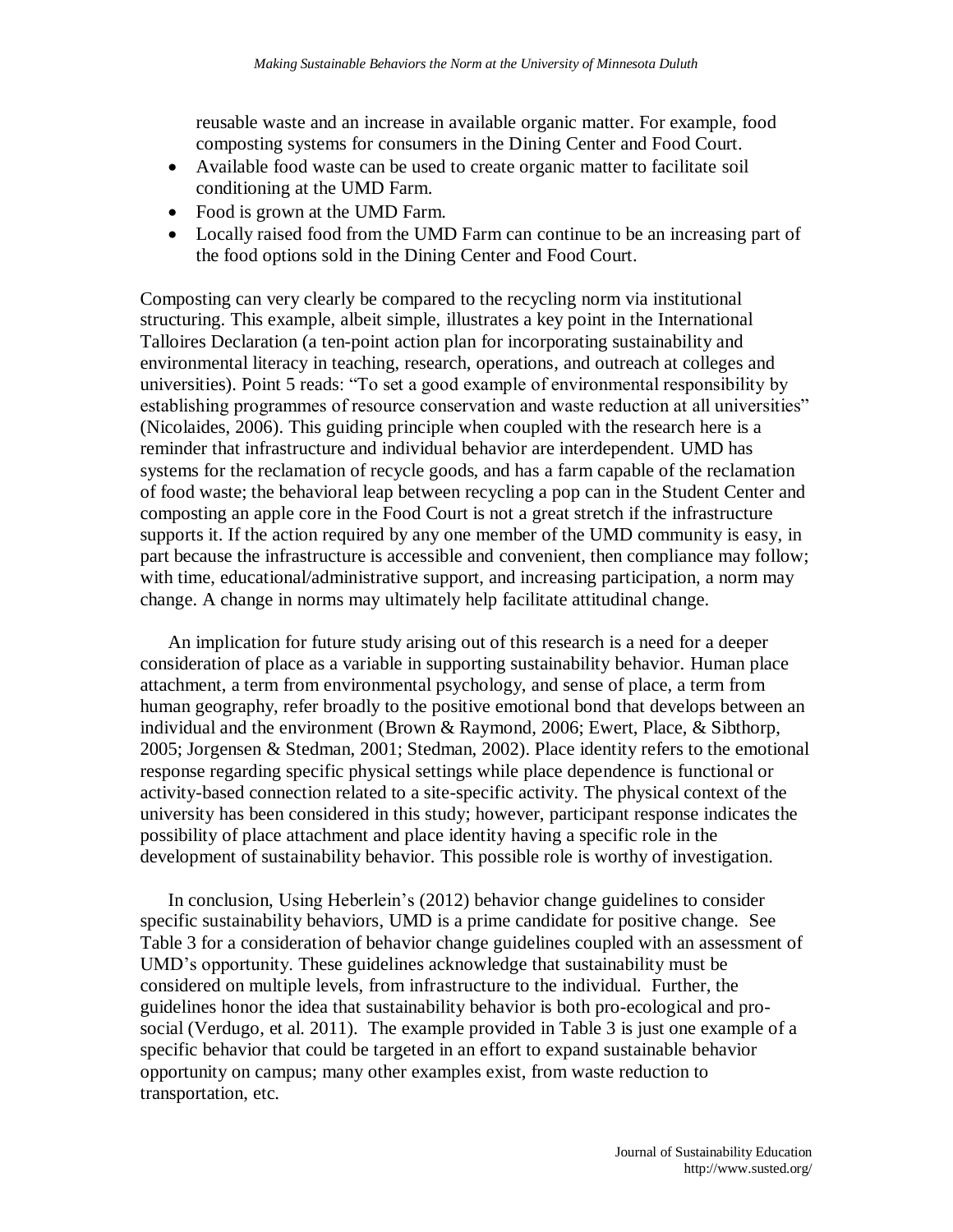reusable waste and an increase in available organic matter. For example, food composting systems for consumers in the Dining Center and Food Court.

- Available food waste can be used to create organic matter to facilitate soil conditioning at the UMD Farm.
- Food is grown at the UMD Farm.
- Locally raised food from the UMD Farm can continue to be an increasing part of the food options sold in the Dining Center and Food Court.

Composting can very clearly be compared to the recycling norm via institutional structuring. This example, albeit simple, illustrates a key point in the International Talloires Declaration (a ten-point action plan for incorporating sustainability and environmental literacy in teaching, research, operations, and outreach at colleges and universities). Point 5 reads: "To set a good example of environmental responsibility by establishing programmes of resource conservation and waste reduction at all universities" (Nicolaides, 2006). This guiding principle when coupled with the research here is a reminder that infrastructure and individual behavior are interdependent. UMD has systems for the reclamation of recycle goods, and has a farm capable of the reclamation of food waste; the behavioral leap between recycling a pop can in the Student Center and composting an apple core in the Food Court is not a great stretch if the infrastructure supports it. If the action required by any one member of the UMD community is easy, in part because the infrastructure is accessible and convenient, then compliance may follow; with time, educational/administrative support, and increasing participation, a norm may change. A change in norms may ultimately help facilitate attitudinal change.

An implication for future study arising out of this research is a need for a deeper consideration of place as a variable in supporting sustainability behavior. Human place attachment, a term from environmental psychology, and sense of place, a term from human geography, refer broadly to the positive emotional bond that develops between an individual and the environment (Brown & Raymond, 2006; Ewert, Place, & Sibthorp, 2005; Jorgensen & Stedman, 2001; Stedman, 2002). Place identity refers to the emotional response regarding specific physical settings while place dependence is functional or activity-based connection related to a site-specific activity. The physical context of the university has been considered in this study; however, participant response indicates the possibility of place attachment and place identity having a specific role in the development of sustainability behavior. This possible role is worthy of investigation.

In conclusion, Using Heberlein's (2012) behavior change guidelines to consider specific sustainability behaviors, UMD is a prime candidate for positive change. See Table 3 for a consideration of behavior change guidelines coupled with an assessment of UMD's opportunity. These guidelines acknowledge that sustainability must be considered on multiple levels, from infrastructure to the individual. Further, the guidelines honor the idea that sustainability behavior is both pro-ecological and pro-social (Verdugo, et al. 2011). The example provided in Table 3 is just one example of a specific behavior that could be targeted in an effort to expand sustainable behavior opportunity on campus; many other examples exist, from waste reduction to transportation, etc.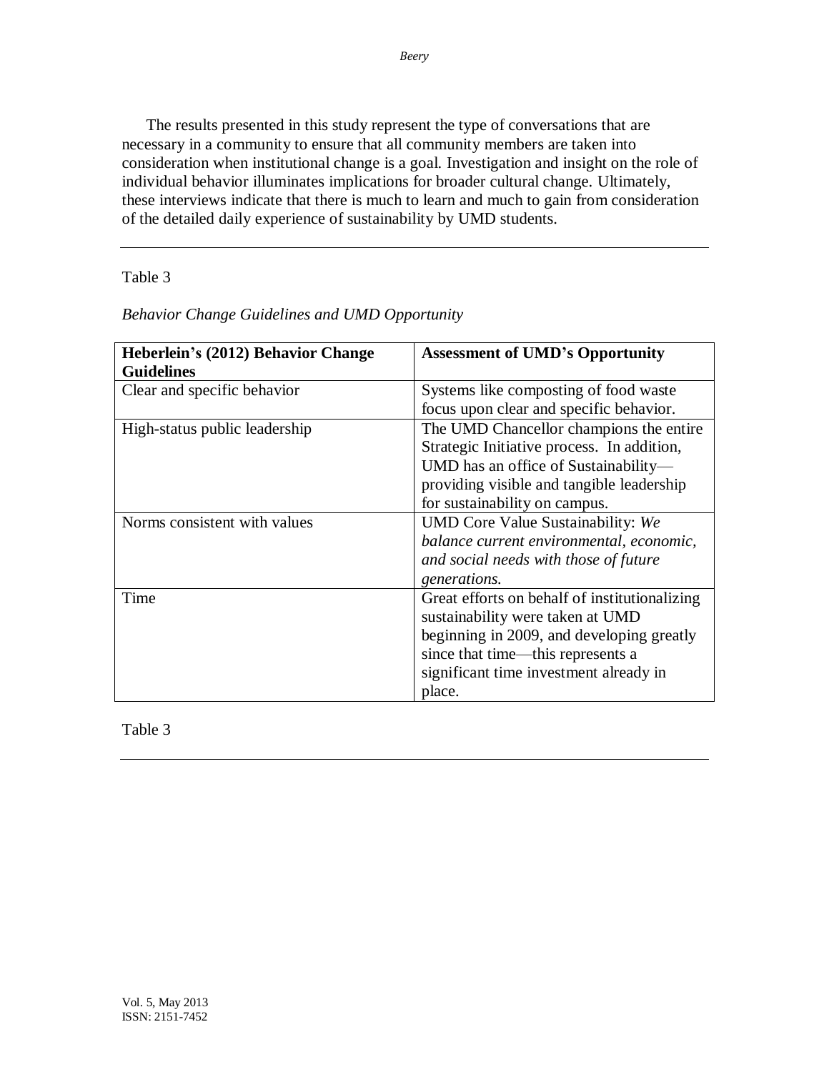The results presented in this study represent the type of conversations that are necessary in a community to ensure that all community members are taken into consideration when institutional change is a goal. Investigation and insight on the role of individual behavior illuminates implications for broader cultural change. Ultimately, these interviews indicate that there is much to learn and much to gain from consideration of the detailed daily experience of sustainability by UMD students.

---

Table 3

*Behavior Change Guidelines and UMD Opportunity*

| **Heberlein's (2012) Behavior Change Guidelines** | **Assessment of UMD's Opportunity** |
|---|---|
| Clear and specific behavior | Systems like composting of food waste focus upon clear and specific behavior. |
| High-status public leadership | The UMD Chancellor champions the entire Strategic Initiative process. In addition, UMD has an office of Sustainability—providing visible and tangible leadership for sustainability on campus. |
| Norms consistent with values | UMD Core Value Sustainability: *We balance current environmental, economic, and social needs with those of future generations.* |
| Time | Great efforts on behalf of institutionalizing sustainability were taken at UMD beginning in 2009, and developing greatly since that time—this represents a significant time investment already in place. |

Table 3

---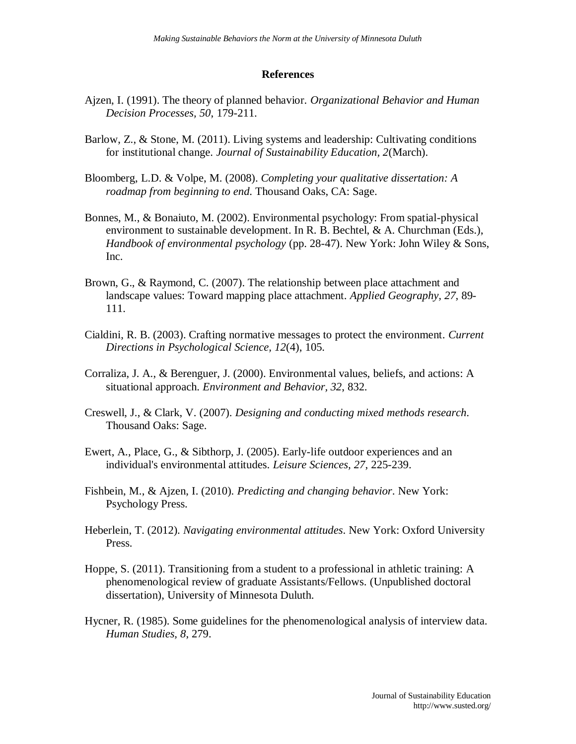## References

Ajzen, I. (1991). The theory of planned behavior. *Organizational Behavior and Human Decision Processes, 50*, 179-211.

Barlow, Z., & Stone, M. (2011). Living systems and leadership: Cultivating conditions for institutional change. *Journal of Sustainability Education, 2*(March).

Bloomberg, L.D. & Volpe, M. (2008). *Completing your qualitative dissertation: A roadmap from beginning to end*. Thousand Oaks, CA: Sage.

Bonnes, M., & Bonaiuto, M. (2002). Environmental psychology: From spatial-physical environment to sustainable development. In R. B. Bechtel, & A. Churchman (Eds.), *Handbook of environmental psychology* (pp. 28-47). New York: John Wiley & Sons, Inc.

Brown, G., & Raymond, C. (2007). The relationship between place attachment and landscape values: Toward mapping place attachment. *Applied Geography, 27*, 89-111.

Cialdini, R. B. (2003). Crafting normative messages to protect the environment. *Current Directions in Psychological Science, 12*(4), 105.

Corraliza, J. A., & Berenguer, J. (2000). Environmental values, beliefs, and actions: A situational approach. *Environment and Behavior, 32*, 832.

Creswell, J., & Clark, V. (2007). *Designing and conducting mixed methods research*. Thousand Oaks: Sage.

Ewert, A., Place, G., & Sibthorp, J. (2005). Early-life outdoor experiences and an individual's environmental attitudes. *Leisure Sciences, 27*, 225-239.

Fishbein, M., & Ajzen, I. (2010). *Predicting and changing behavior*. New York: Psychology Press.

Heberlein, T. (2012). *Navigating environmental attitudes*. New York: Oxford University Press.

Hoppe, S. (2011). Transitioning from a student to a professional in athletic training: A phenomenological review of graduate Assistants/Fellows. (Unpublished doctoral dissertation), University of Minnesota Duluth.

Hycner, R. (1985). Some guidelines for the phenomenological analysis of interview data. *Human Studies*, *8*, 279.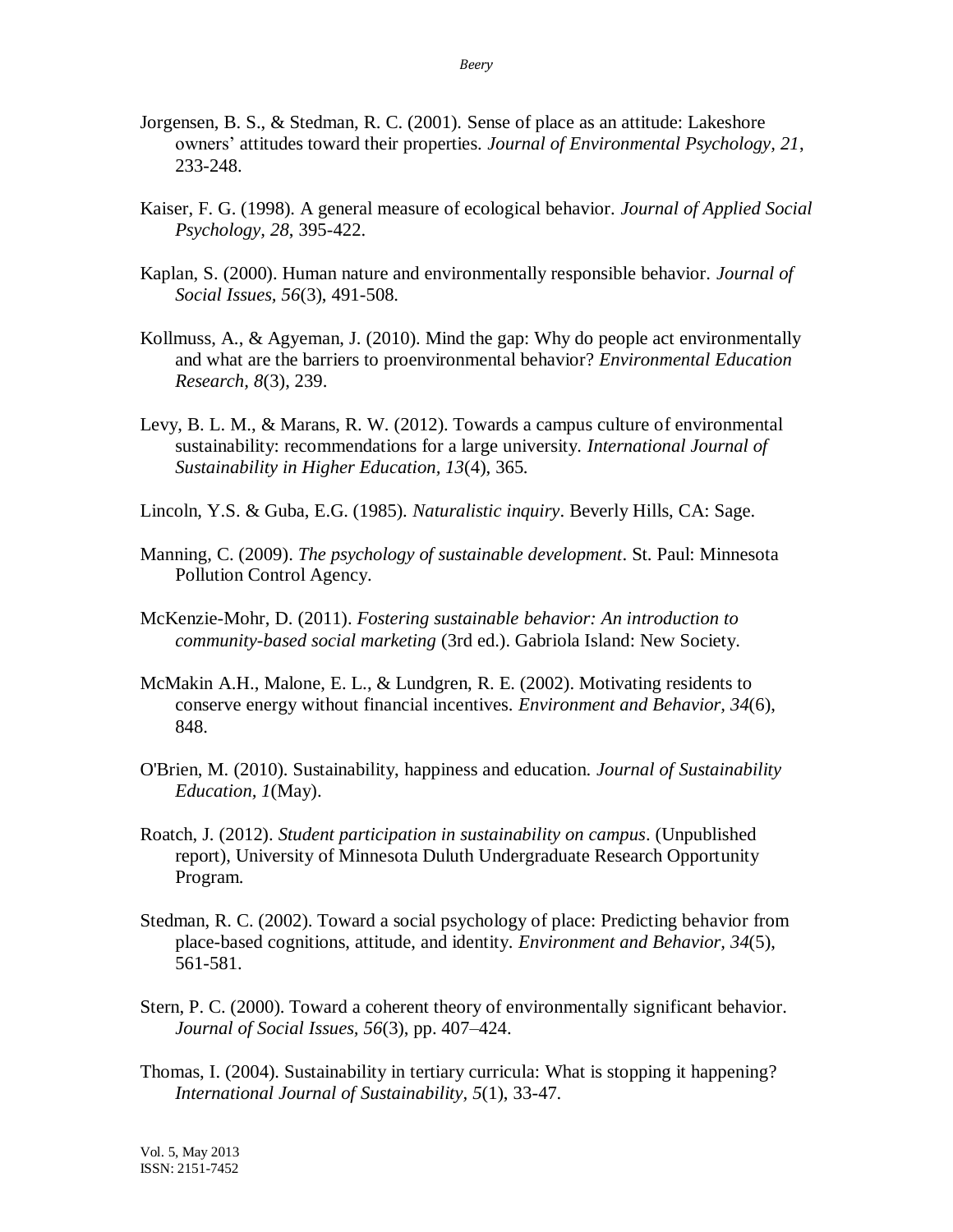Jorgensen, B. S., & Stedman, R. C. (2001). Sense of place as an attitude: Lakeshore owners' attitudes toward their properties. *Journal of Environmental Psychology, 21*, 233-248.

Kaiser, F. G. (1998). A general measure of ecological behavior. *Journal of Applied Social Psychology, 28*, 395-422.

Kaplan, S. (2000). Human nature and environmentally responsible behavior. *Journal of Social Issues, 56*(3), 491-508.

Kollmuss, A., & Agyeman, J. (2010). Mind the gap: Why do people act environmentally and what are the barriers to proenvironmental behavior? *Environmental Education Research, 8*(3), 239.

Levy, B. L. M., & Marans, R. W. (2012). Towards a campus culture of environmental sustainability: recommendations for a large university. *International Journal of Sustainability in Higher Education, 13*(4), 365.

Lincoln, Y.S. & Guba, E.G. (1985). *Naturalistic inquiry*. Beverly Hills, CA: Sage.

Manning, C. (2009). *The psychology of sustainable development*. St. Paul: Minnesota Pollution Control Agency.

McKenzie-Mohr, D. (2011). *Fostering sustainable behavior: An introduction to community-based social marketing* (3rd ed.). Gabriola Island: New Society.

McMakin A.H., Malone, E. L., & Lundgren, R. E. (2002). Motivating residents to conserve energy without financial incentives. *Environment and Behavior, 34*(6), 848.

O'Brien, M. (2010). Sustainability, happiness and education. *Journal of Sustainability Education, 1*(May).

Roatch, J. (2012). *Student participation in sustainability on campus*. (Unpublished report), University of Minnesota Duluth Undergraduate Research Opportunity Program.

Stedman, R. C. (2002). Toward a social psychology of place: Predicting behavior from place-based cognitions, attitude, and identity. *Environment and Behavior, 34*(5), 561-581.

Stern, P. C. (2000). Toward a coherent theory of environmentally significant behavior. *Journal of Social Issues, 56*(3), pp. 407–424.

Thomas, I. (2004). Sustainability in tertiary curricula: What is stopping it happening? *International Journal of Sustainability, 5*(1), 33-47.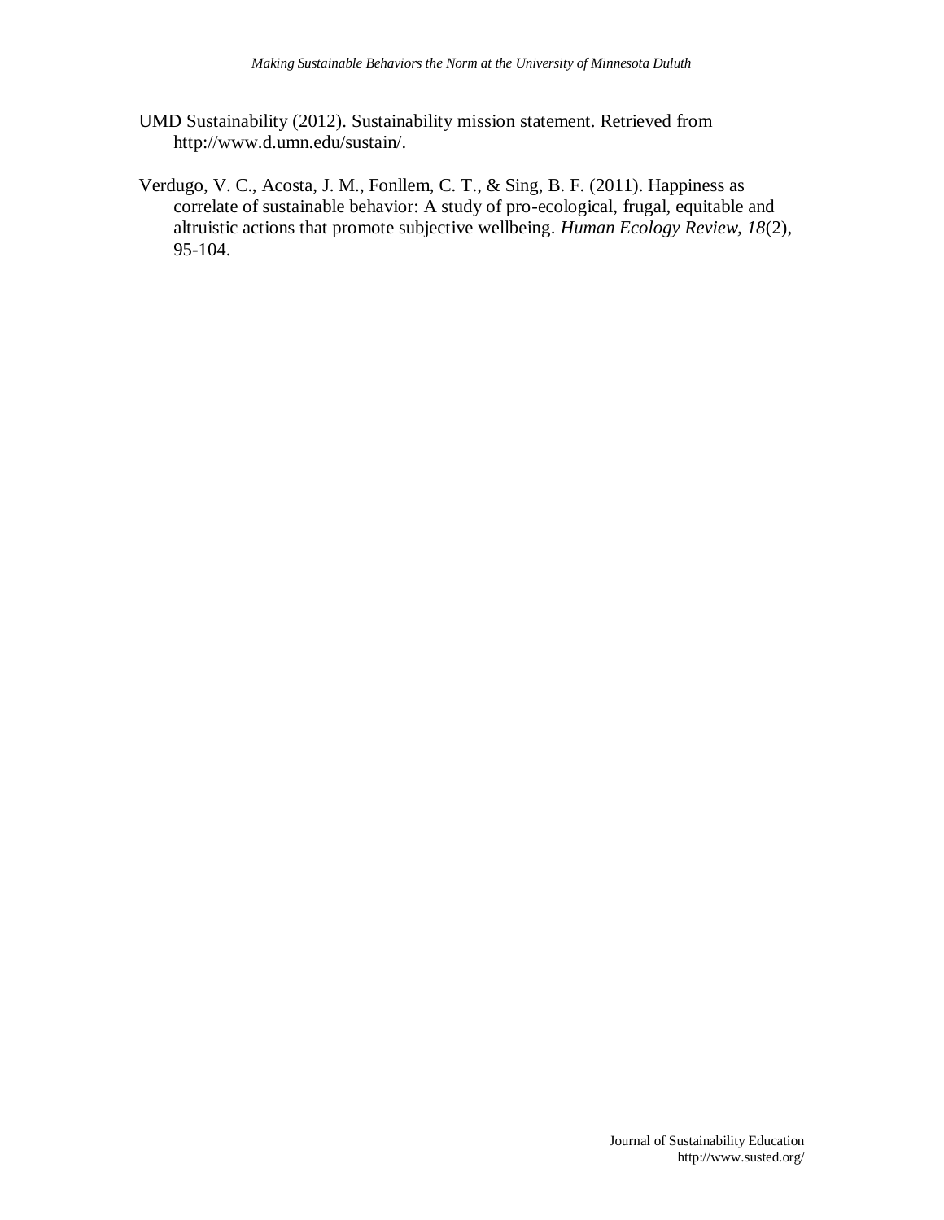UMD Sustainability (2012). Sustainability mission statement. Retrieved from http://www.d.umn.edu/sustain/.

Verdugo, V. C., Acosta, J. M., Fonllem, C. T., & Sing, B. F. (2011). Happiness as correlate of sustainable behavior: A study of pro-ecological, frugal, equitable and altruistic actions that promote subjective wellbeing. *Human Ecology Review, 18*(2), 95-104.